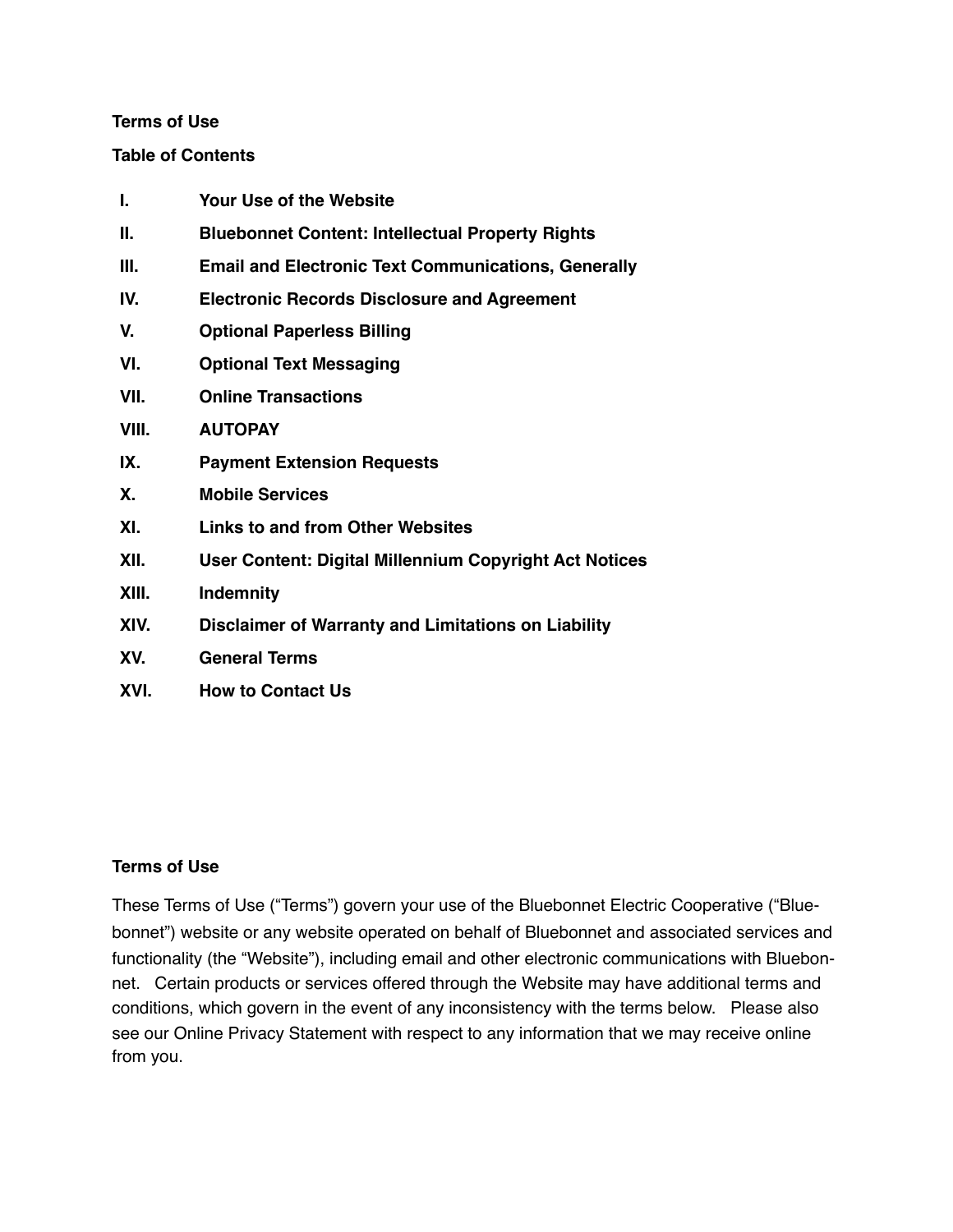**Terms of Use**

**Table of Contents**

| | |
|---|---|
| **I.** | **Your Use of the Website** |
| **II.** | **Bluebonnet Content: Intellectual Property Rights** |
| **III.** | **Email and Electronic Text Communications, Generally** |
| **IV.** | **Electronic Records Disclosure and Agreement** |
| **V.** | **Optional Paperless Billing** |
| **VI.** | **Optional Text Messaging** |
| **VII.** | **Online Transactions** |
| **VIII.** | **AUTOPAY** |
| **IX.** | **Payment Extension Requests** |
| **X.** | **Mobile Services** |
| **XI.** | **Links to and from Other Websites** |
| **XII.** | **User Content: Digital Millennium Copyright Act Notices** |
| **XIII.** | **Indemnity** |
| **XIV.** | **Disclaimer of Warranty and Limitations on Liability** |
| **XV.** | **General Terms** |
| **XVI.** | **How to Contact Us** |

**Terms of Use**

These Terms of Use ("Terms") govern your use of the Bluebonnet Electric Cooperative ("Bluebonnet") website or any website operated on behalf of Bluebonnet and associated services and functionality (the "Website"), including email and other electronic communications with Bluebonnet. Certain products or services offered through the Website may have additional terms and conditions, which govern in the event of any inconsistency with the terms below. Please also see our Online Privacy Statement with respect to any information that we may receive online from you.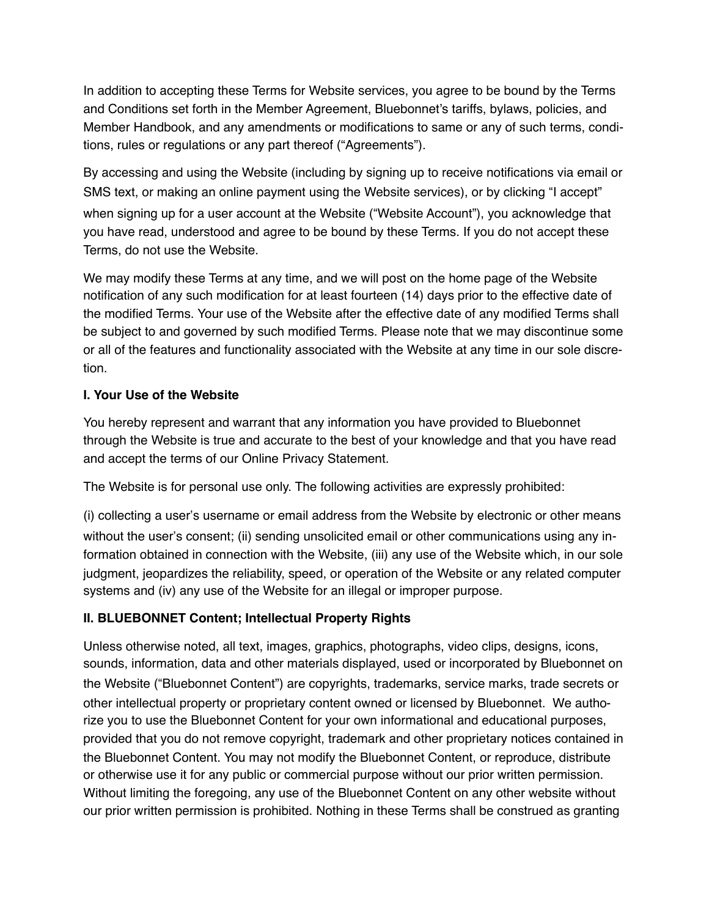In addition to accepting these Terms for Website services, you agree to be bound by the Terms and Conditions set forth in the Member Agreement, Bluebonnet's tariffs, bylaws, policies, and Member Handbook, and any amendments or modifications to same or any of such terms, conditions, rules or regulations or any part thereof ("Agreements").

By accessing and using the Website (including by signing up to receive notifications via email or SMS text, or making an online payment using the Website services), or by clicking "I accept" when signing up for a user account at the Website ("Website Account"), you acknowledge that you have read, understood and agree to be bound by these Terms. If you do not accept these Terms, do not use the Website.

We may modify these Terms at any time, and we will post on the home page of the Website notification of any such modification for at least fourteen (14) days prior to the effective date of the modified Terms. Your use of the Website after the effective date of any modified Terms shall be subject to and governed by such modified Terms. Please note that we may discontinue some or all of the features and functionality associated with the Website at any time in our sole discretion.

### I. Your Use of the Website

You hereby represent and warrant that any information you have provided to Bluebonnet through the Website is true and accurate to the best of your knowledge and that you have read and accept the terms of our Online Privacy Statement.

The Website is for personal use only. The following activities are expressly prohibited:

(i) collecting a user's username or email address from the Website by electronic or other means without the user's consent; (ii) sending unsolicited email or other communications using any information obtained in connection with the Website, (iii) any use of the Website which, in our sole judgment, jeopardizes the reliability, speed, or operation of the Website or any related computer systems and (iv) any use of the Website for an illegal or improper purpose.

### II. BLUEBONNET Content; Intellectual Property Rights

Unless otherwise noted, all text, images, graphics, photographs, video clips, designs, icons, sounds, information, data and other materials displayed, used or incorporated by Bluebonnet on the Website ("Bluebonnet Content") are copyrights, trademarks, service marks, trade secrets or other intellectual property or proprietary content owned or licensed by Bluebonnet. We authorize you to use the Bluebonnet Content for your own informational and educational purposes, provided that you do not remove copyright, trademark and other proprietary notices contained in the Bluebonnet Content. You may not modify the Bluebonnet Content, or reproduce, distribute or otherwise use it for any public or commercial purpose without our prior written permission. Without limiting the foregoing, any use of the Bluebonnet Content on any other website without our prior written permission is prohibited. Nothing in these Terms shall be construed as granting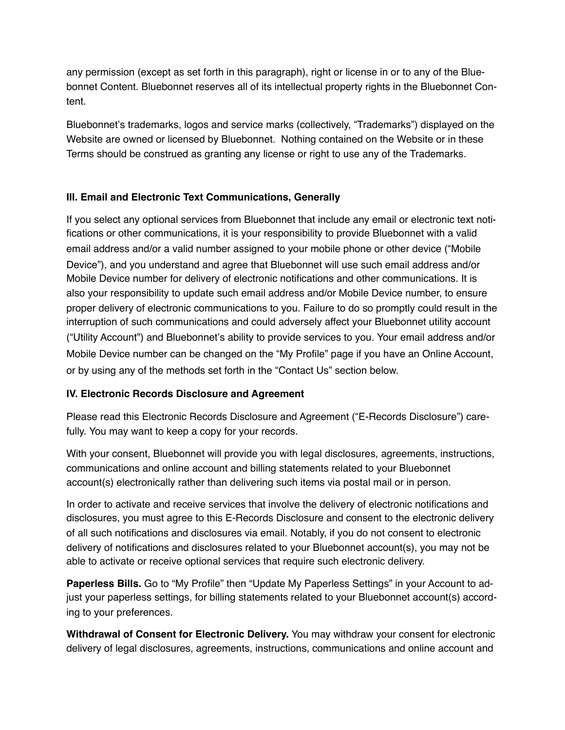any permission (except as set forth in this paragraph), right or license in or to any of the Bluebonnet Content. Bluebonnet reserves all of its intellectual property rights in the Bluebonnet Content.

Bluebonnet's trademarks, logos and service marks (collectively, "Trademarks") displayed on the Website are owned or licensed by Bluebonnet. Nothing contained on the Website or in these Terms should be construed as granting any license or right to use any of the Trademarks.

### III. Email and Electronic Text Communications, Generally

If you select any optional services from Bluebonnet that include any email or electronic text notifications or other communications, it is your responsibility to provide Bluebonnet with a valid email address and/or a valid number assigned to your mobile phone or other device ("Mobile Device"), and you understand and agree that Bluebonnet will use such email address and/or Mobile Device number for delivery of electronic notifications and other communications. It is also your responsibility to update such email address and/or Mobile Device number, to ensure proper delivery of electronic communications to you. Failure to do so promptly could result in the interruption of such communications and could adversely affect your Bluebonnet utility account ("Utility Account") and Bluebonnet's ability to provide services to you. Your email address and/or Mobile Device number can be changed on the "My Profile" page if you have an Online Account, or by using any of the methods set forth in the "Contact Us" section below.

### IV. Electronic Records Disclosure and Agreement

Please read this Electronic Records Disclosure and Agreement ("E-Records Disclosure") carefully. You may want to keep a copy for your records.

With your consent, Bluebonnet will provide you with legal disclosures, agreements, instructions, communications and online account and billing statements related to your Bluebonnet account(s) electronically rather than delivering such items via postal mail or in person.

In order to activate and receive services that involve the delivery of electronic notifications and disclosures, you must agree to this E-Records Disclosure and consent to the electronic delivery of all such notifications and disclosures via email. Notably, if you do not consent to electronic delivery of notifications and disclosures related to your Bluebonnet account(s), you may not be able to activate or receive optional services that require such electronic delivery.

**Paperless Bills.** Go to "My Profile" then "Update My Paperless Settings" in your Account to adjust your paperless settings, for billing statements related to your Bluebonnet account(s) according to your preferences.

**Withdrawal of Consent for Electronic Delivery.** You may withdraw your consent for electronic delivery of legal disclosures, agreements, instructions, communications and online account and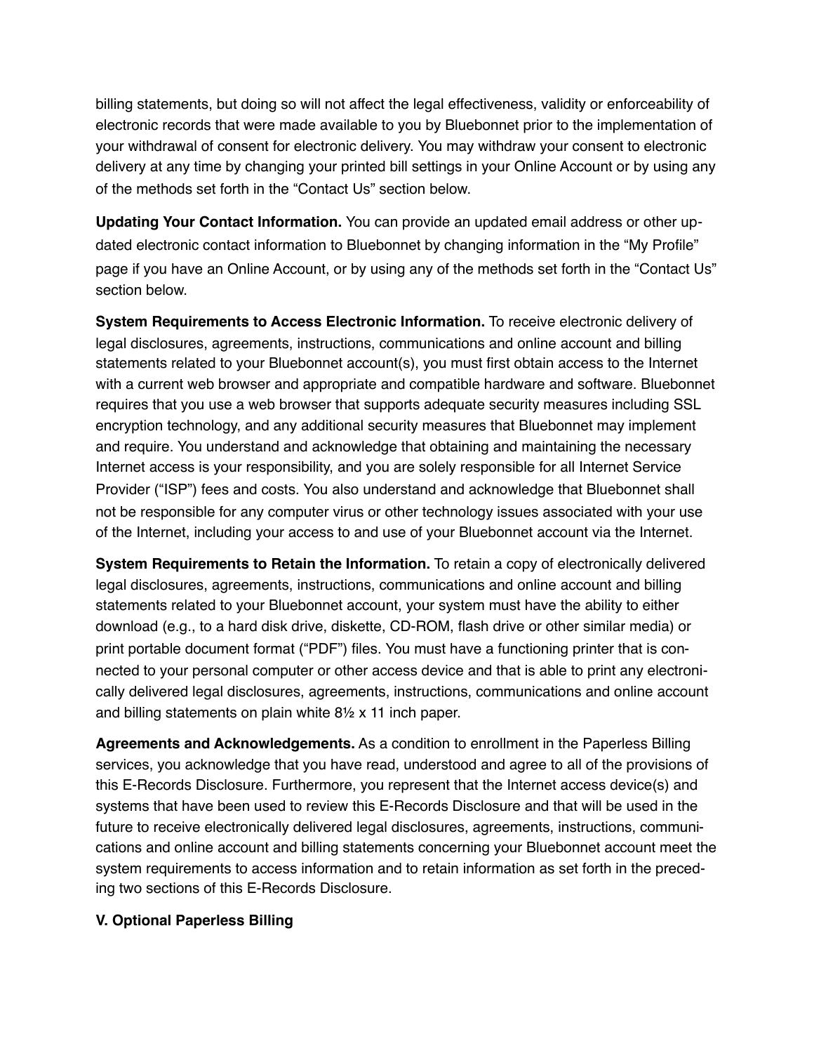billing statements, but doing so will not affect the legal effectiveness, validity or enforceability of electronic records that were made available to you by Bluebonnet prior to the implementation of your withdrawal of consent for electronic delivery. You may withdraw your consent to electronic delivery at any time by changing your printed bill settings in your Online Account or by using any of the methods set forth in the "Contact Us" section below.

**Updating Your Contact Information.** You can provide an updated email address or other updated electronic contact information to Bluebonnet by changing information in the "My Profile" page if you have an Online Account, or by using any of the methods set forth in the "Contact Us" section below.

**System Requirements to Access Electronic Information.** To receive electronic delivery of legal disclosures, agreements, instructions, communications and online account and billing statements related to your Bluebonnet account(s), you must first obtain access to the Internet with a current web browser and appropriate and compatible hardware and software. Bluebonnet requires that you use a web browser that supports adequate security measures including SSL encryption technology, and any additional security measures that Bluebonnet may implement and require. You understand and acknowledge that obtaining and maintaining the necessary Internet access is your responsibility, and you are solely responsible for all Internet Service Provider ("ISP") fees and costs. You also understand and acknowledge that Bluebonnet shall not be responsible for any computer virus or other technology issues associated with your use of the Internet, including your access to and use of your Bluebonnet account via the Internet.

**System Requirements to Retain the Information.** To retain a copy of electronically delivered legal disclosures, agreements, instructions, communications and online account and billing statements related to your Bluebonnet account, your system must have the ability to either download (e.g., to a hard disk drive, diskette, CD-ROM, flash drive or other similar media) or print portable document format ("PDF") files. You must have a functioning printer that is connected to your personal computer or other access device and that is able to print any electronically delivered legal disclosures, agreements, instructions, communications and online account and billing statements on plain white 8½ x 11 inch paper.

**Agreements and Acknowledgements.** As a condition to enrollment in the Paperless Billing services, you acknowledge that you have read, understood and agree to all of the provisions of this E-Records Disclosure. Furthermore, you represent that the Internet access device(s) and systems that have been used to review this E-Records Disclosure and that will be used in the future to receive electronically delivered legal disclosures, agreements, instructions, communications and online account and billing statements concerning your Bluebonnet account meet the system requirements to access information and to retain information as set forth in the preceding two sections of this E-Records Disclosure.

**V. Optional Paperless Billing**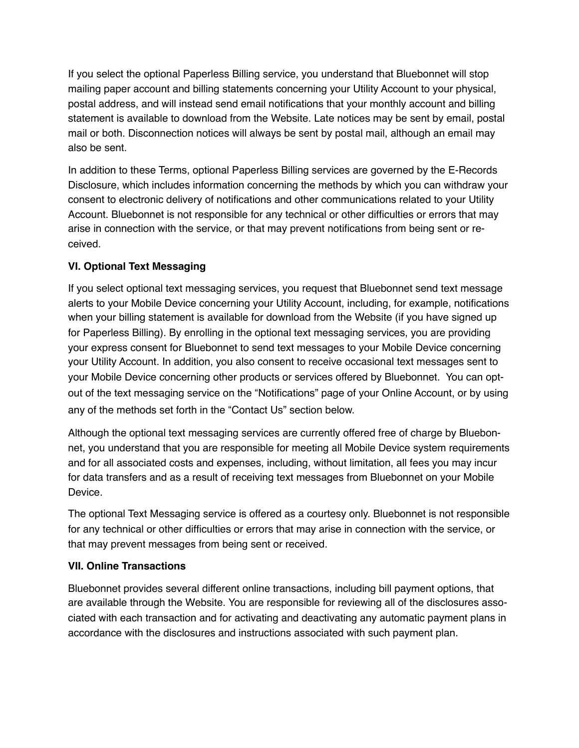If you select the optional Paperless Billing service, you understand that Bluebonnet will stop mailing paper account and billing statements concerning your Utility Account to your physical, postal address, and will instead send email notifications that your monthly account and billing statement is available to download from the Website. Late notices may be sent by email, postal mail or both. Disconnection notices will always be sent by postal mail, although an email may also be sent.

In addition to these Terms, optional Paperless Billing services are governed by the E-Records Disclosure, which includes information concerning the methods by which you can withdraw your consent to electronic delivery of notifications and other communications related to your Utility Account. Bluebonnet is not responsible for any technical or other difficulties or errors that may arise in connection with the service, or that may prevent notifications from being sent or received.

**VI. Optional Text Messaging**

If you select optional text messaging services, you request that Bluebonnet send text message alerts to your Mobile Device concerning your Utility Account, including, for example, notifications when your billing statement is available for download from the Website (if you have signed up for Paperless Billing). By enrolling in the optional text messaging services, you are providing your express consent for Bluebonnet to send text messages to your Mobile Device concerning your Utility Account. In addition, you also consent to receive occasional text messages sent to your Mobile Device concerning other products or services offered by Bluebonnet. You can opt-out of the text messaging service on the "Notifications" page of your Online Account, or by using any of the methods set forth in the "Contact Us" section below.

Although the optional text messaging services are currently offered free of charge by Bluebonnet, you understand that you are responsible for meeting all Mobile Device system requirements and for all associated costs and expenses, including, without limitation, all fees you may incur for data transfers and as a result of receiving text messages from Bluebonnet on your Mobile Device.

The optional Text Messaging service is offered as a courtesy only. Bluebonnet is not responsible for any technical or other difficulties or errors that may arise in connection with the service, or that may prevent messages from being sent or received.

**VII. Online Transactions**

Bluebonnet provides several different online transactions, including bill payment options, that are available through the Website. You are responsible for reviewing all of the disclosures associated with each transaction and for activating and deactivating any automatic payment plans in accordance with the disclosures and instructions associated with such payment plan.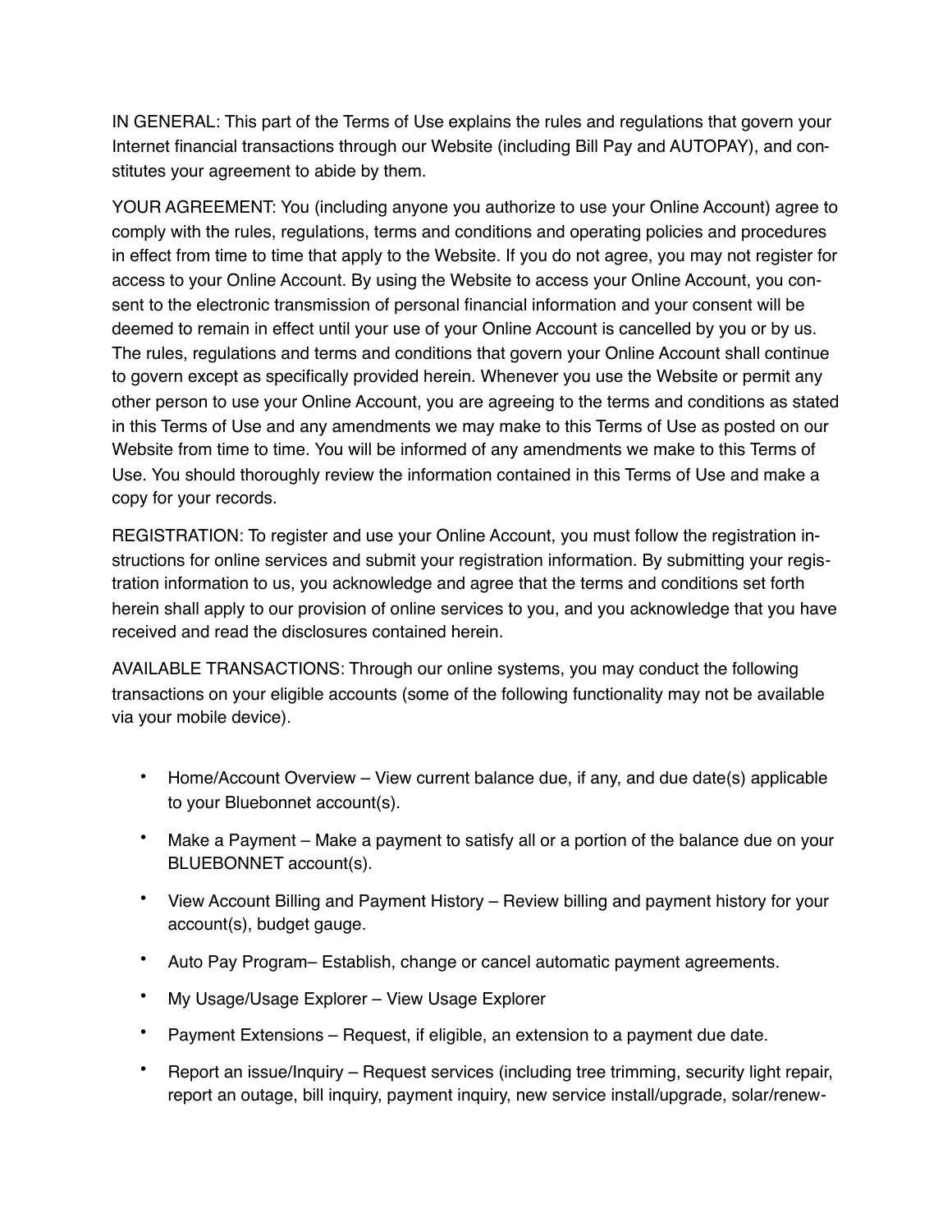IN GENERAL: This part of the Terms of Use explains the rules and regulations that govern your Internet financial transactions through our Website (including Bill Pay and AUTOPAY), and constitutes your agreement to abide by them.

YOUR AGREEMENT: You (including anyone you authorize to use your Online Account) agree to comply with the rules, regulations, terms and conditions and operating policies and procedures in effect from time to time that apply to the Website. If you do not agree, you may not register for access to your Online Account. By using the Website to access your Online Account, you consent to the electronic transmission of personal financial information and your consent will be deemed to remain in effect until your use of your Online Account is cancelled by you or by us. The rules, regulations and terms and conditions that govern your Online Account shall continue to govern except as specifically provided herein. Whenever you use the Website or permit any other person to use your Online Account, you are agreeing to the terms and conditions as stated in this Terms of Use and any amendments we may make to this Terms of Use as posted on our Website from time to time. You will be informed of any amendments we make to this Terms of Use. You should thoroughly review the information contained in this Terms of Use and make a copy for your records.

REGISTRATION: To register and use your Online Account, you must follow the registration instructions for online services and submit your registration information. By submitting your registration information to us, you acknowledge and agree that the terms and conditions set forth herein shall apply to our provision of online services to you, and you acknowledge that you have received and read the disclosures contained herein.

AVAILABLE TRANSACTIONS: Through our online systems, you may conduct the following transactions on your eligible accounts (some of the following functionality may not be available via your mobile device).

- Home/Account Overview – View current balance due, if any, and due date(s) applicable to your Bluebonnet account(s).
- Make a Payment – Make a payment to satisfy all or a portion of the balance due on your BLUEBONNET account(s).
- View Account Billing and Payment History – Review billing and payment history for your account(s), budget gauge.
- Auto Pay Program– Establish, change or cancel automatic payment agreements.
- My Usage/Usage Explorer – View Usage Explorer
- Payment Extensions – Request, if eligible, an extension to a payment due date.
- Report an issue/Inquiry – Request services (including tree trimming, security light repair, report an outage, bill inquiry, payment inquiry, new service install/upgrade, solar/renew-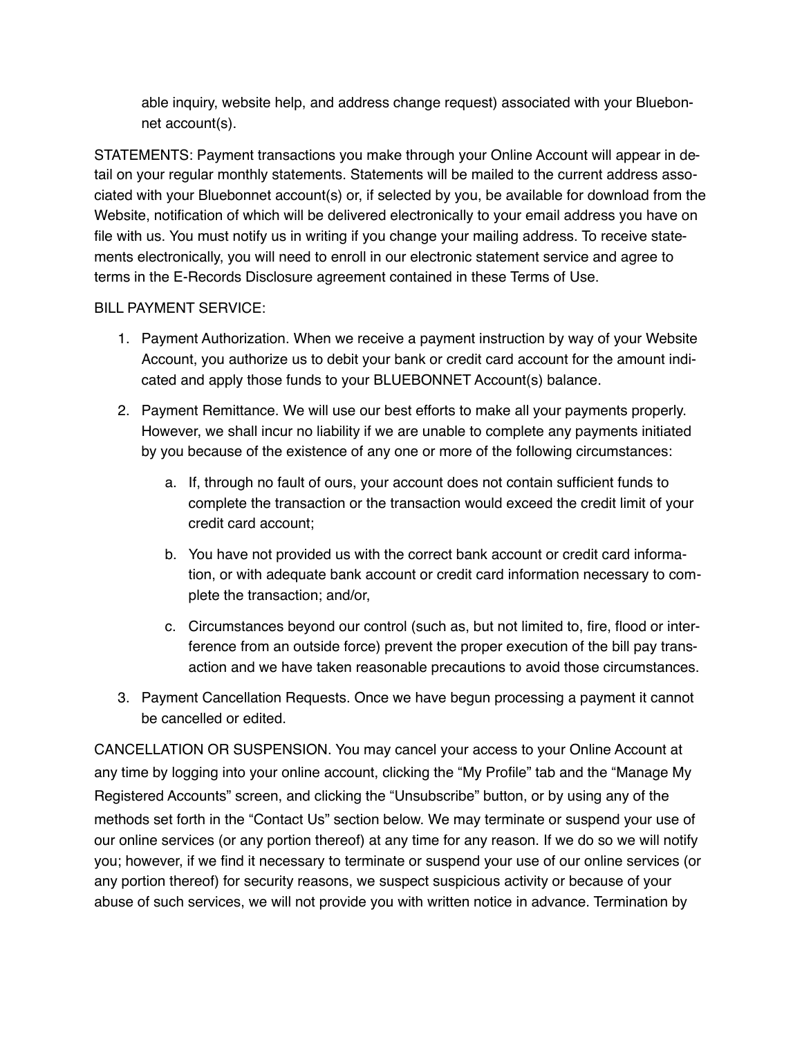able inquiry, website help, and address change request) associated with your Bluebonnet account(s).

STATEMENTS: Payment transactions you make through your Online Account will appear in detail on your regular monthly statements. Statements will be mailed to the current address associated with your Bluebonnet account(s) or, if selected by you, be available for download from the Website, notification of which will be delivered electronically to your email address you have on file with us. You must notify us in writing if you change your mailing address. To receive statements electronically, you will need to enroll in our electronic statement service and agree to terms in the E-Records Disclosure agreement contained in these Terms of Use.

BILL PAYMENT SERVICE:

1. Payment Authorization. When we receive a payment instruction by way of your Website Account, you authorize us to debit your bank or credit card account for the amount indicated and apply those funds to your BLUEBONNET Account(s) balance.
2. Payment Remittance. We will use our best efforts to make all your payments properly. However, we shall incur no liability if we are unable to complete any payments initiated by you because of the existence of any one or more of the following circumstances:
    a. If, through no fault of ours, your account does not contain sufficient funds to complete the transaction or the transaction would exceed the credit limit of your credit card account;
    b. You have not provided us with the correct bank account or credit card information, or with adequate bank account or credit card information necessary to complete the transaction; and/or,
    c. Circumstances beyond our control (such as, but not limited to, fire, flood or interference from an outside force) prevent the proper execution of the bill pay transaction and we have taken reasonable precautions to avoid those circumstances.
3. Payment Cancellation Requests. Once we have begun processing a payment it cannot be cancelled or edited.

CANCELLATION OR SUSPENSION. You may cancel your access to your Online Account at any time by logging into your online account, clicking the "My Profile" tab and the "Manage My Registered Accounts" screen, and clicking the "Unsubscribe" button, or by using any of the methods set forth in the "Contact Us" section below. We may terminate or suspend your use of our online services (or any portion thereof) at any time for any reason. If we do so we will notify you; however, if we find it necessary to terminate or suspend your use of our online services (or any portion thereof) for security reasons, we suspect suspicious activity or because of your abuse of such services, we will not provide you with written notice in advance. Termination by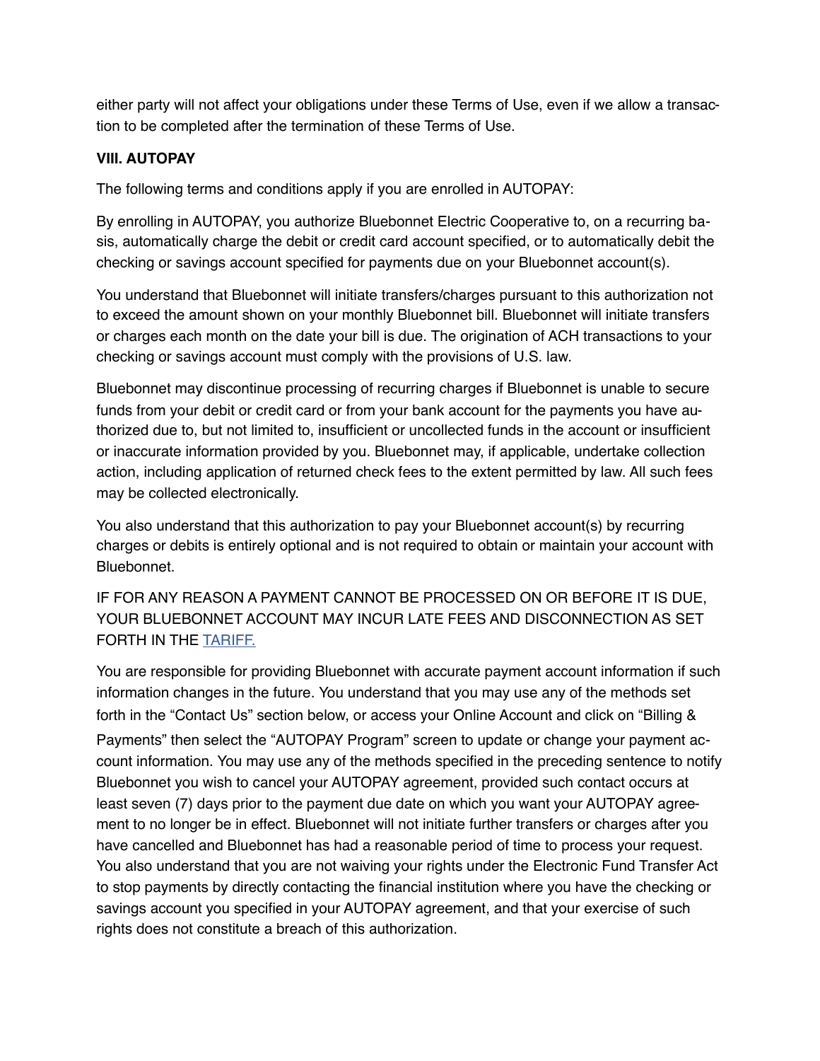either party will not affect your obligations under these Terms of Use, even if we allow a transaction to be completed after the termination of these Terms of Use.

**VIII. AUTOPAY**

The following terms and conditions apply if you are enrolled in AUTOPAY:

By enrolling in AUTOPAY, you authorize Bluebonnet Electric Cooperative to, on a recurring basis, automatically charge the debit or credit card account specified, or to automatically debit the checking or savings account specified for payments due on your Bluebonnet account(s).

You understand that Bluebonnet will initiate transfers/charges pursuant to this authorization not to exceed the amount shown on your monthly Bluebonnet bill. Bluebonnet will initiate transfers or charges each month on the date your bill is due. The origination of ACH transactions to your checking or savings account must comply with the provisions of U.S. law.

Bluebonnet may discontinue processing of recurring charges if Bluebonnet is unable to secure funds from your debit or credit card or from your bank account for the payments you have authorized due to, but not limited to, insufficient or uncollected funds in the account or insufficient or inaccurate information provided by you. Bluebonnet may, if applicable, undertake collection action, including application of returned check fees to the extent permitted by law. All such fees may be collected electronically.

You also understand that this authorization to pay your Bluebonnet account(s) by recurring charges or debits is entirely optional and is not required to obtain or maintain your account with Bluebonnet.

IF FOR ANY REASON A PAYMENT CANNOT BE PROCESSED ON OR BEFORE IT IS DUE, YOUR BLUEBONNET ACCOUNT MAY INCUR LATE FEES AND DISCONNECTION AS SET FORTH IN THE TARIFF.

You are responsible for providing Bluebonnet with accurate payment account information if such information changes in the future. You understand that you may use any of the methods set forth in the "Contact Us" section below, or access your Online Account and click on "Billing & Payments" then select the "AUTOPAY Program" screen to update or change your payment account information. You may use any of the methods specified in the preceding sentence to notify Bluebonnet you wish to cancel your AUTOPAY agreement, provided such contact occurs at least seven (7) days prior to the payment due date on which you want your AUTOPAY agreement to no longer be in effect. Bluebonnet will not initiate further transfers or charges after you have cancelled and Bluebonnet has had a reasonable period of time to process your request. You also understand that you are not waiving your rights under the Electronic Fund Transfer Act to stop payments by directly contacting the financial institution where you have the checking or savings account you specified in your AUTOPAY agreement, and that your exercise of such rights does not constitute a breach of this authorization.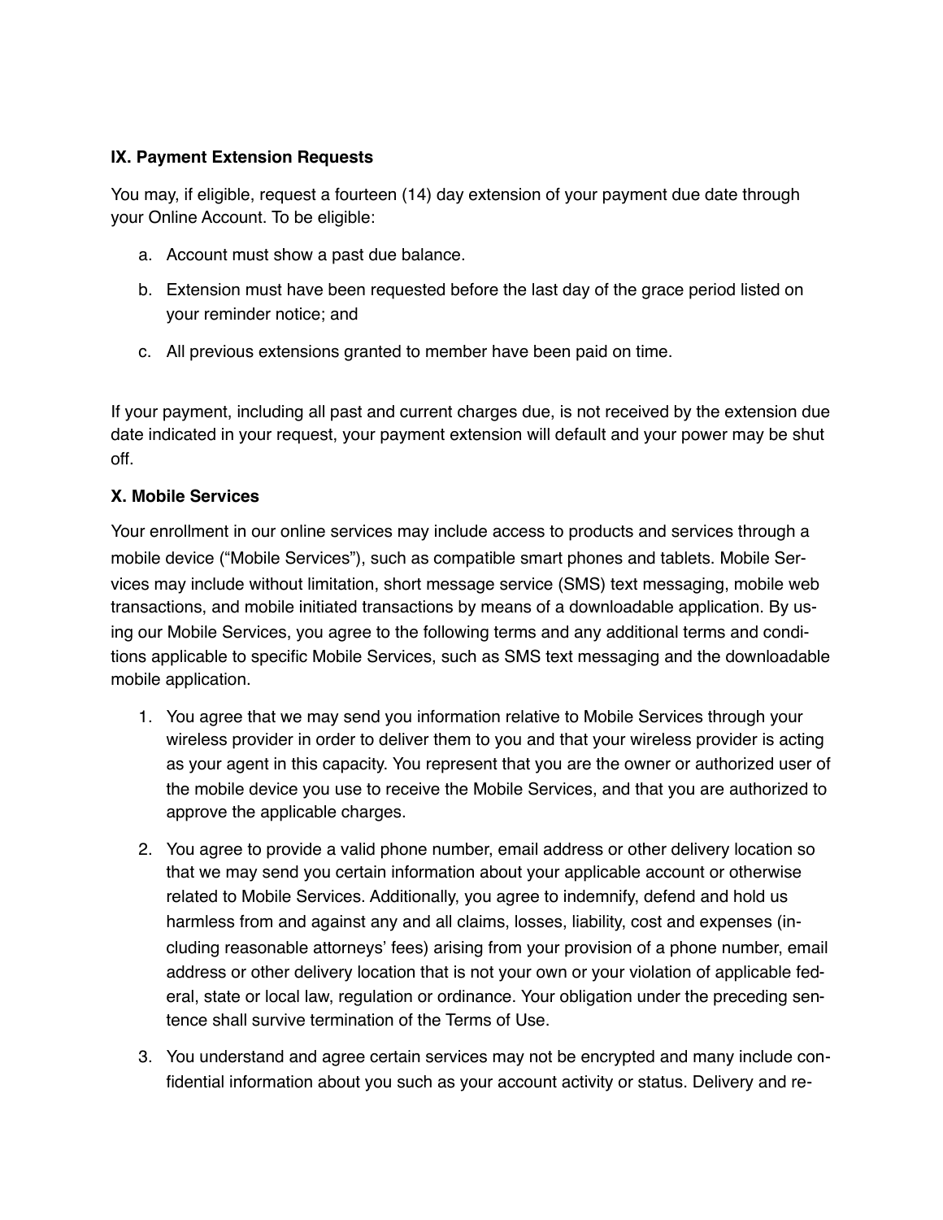**IX. Payment Extension Requests**

You may, if eligible, request a fourteen (14) day extension of your payment due date through your Online Account. To be eligible:

a. Account must show a past due balance.

b. Extension must have been requested before the last day of the grace period listed on your reminder notice; and

c. All previous extensions granted to member have been paid on time.

If your payment, including all past and current charges due, is not received by the extension due date indicated in your request, your payment extension will default and your power may be shut off.

**X. Mobile Services**

Your enrollment in our online services may include access to products and services through a mobile device ("Mobile Services"), such as compatible smart phones and tablets. Mobile Services may include without limitation, short message service (SMS) text messaging, mobile web transactions, and mobile initiated transactions by means of a downloadable application. By using our Mobile Services, you agree to the following terms and any additional terms and conditions applicable to specific Mobile Services, such as SMS text messaging and the downloadable mobile application.

1. You agree that we may send you information relative to Mobile Services through your wireless provider in order to deliver them to you and that your wireless provider is acting as your agent in this capacity. You represent that you are the owner or authorized user of the mobile device you use to receive the Mobile Services, and that you are authorized to approve the applicable charges.

2. You agree to provide a valid phone number, email address or other delivery location so that we may send you certain information about your applicable account or otherwise related to Mobile Services. Additionally, you agree to indemnify, defend and hold us harmless from and against any and all claims, losses, liability, cost and expenses (including reasonable attorneys' fees) arising from your provision of a phone number, email address or other delivery location that is not your own or your violation of applicable federal, state or local law, regulation or ordinance. Your obligation under the preceding sentence shall survive termination of the Terms of Use.

3. You understand and agree certain services may not be encrypted and many include confidential information about you such as your account activity or status. Delivery and re-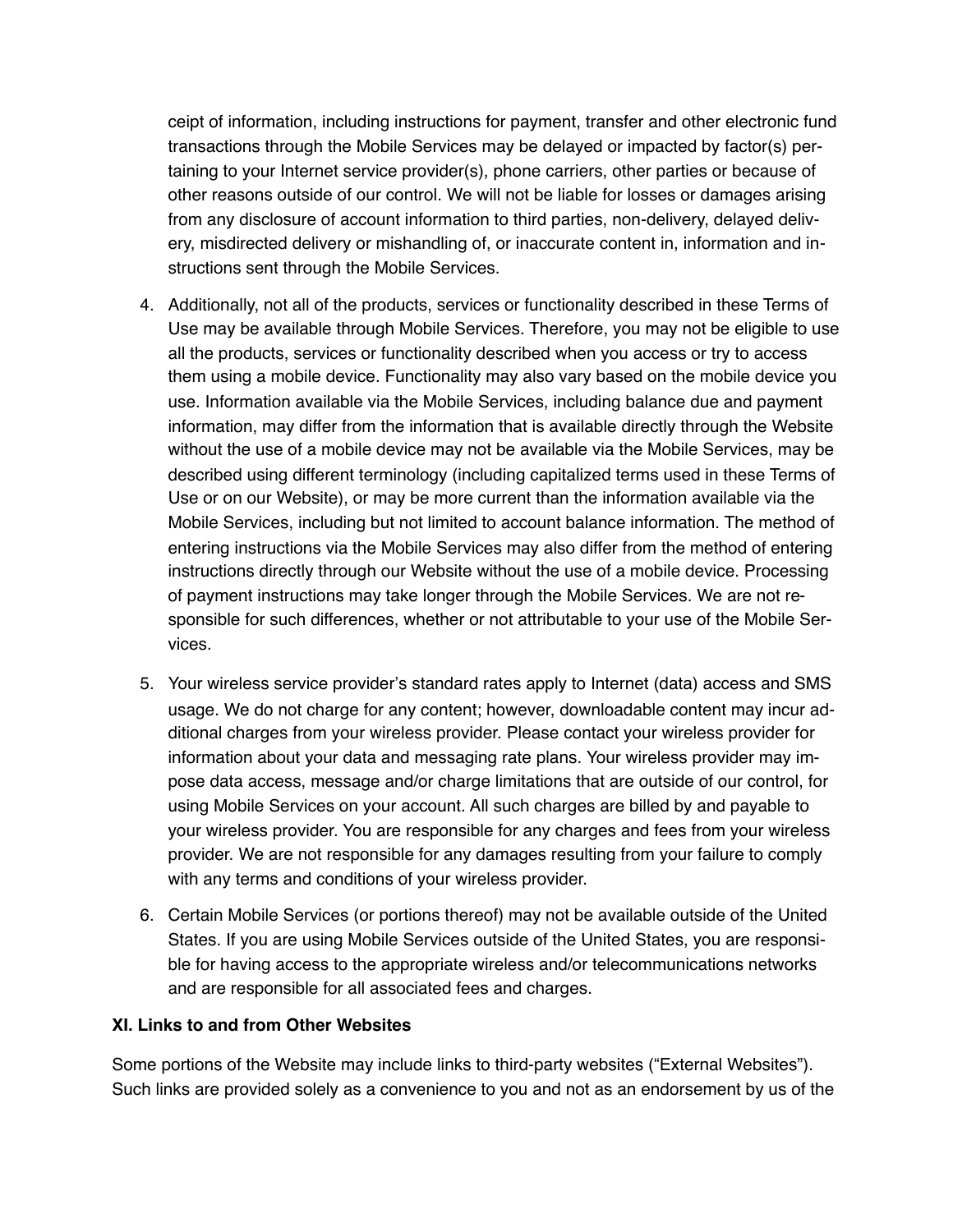ceipt of information, including instructions for payment, transfer and other electronic fund transactions through the Mobile Services may be delayed or impacted by factor(s) pertaining to your Internet service provider(s), phone carriers, other parties or because of other reasons outside of our control. We will not be liable for losses or damages arising from any disclosure of account information to third parties, non-delivery, delayed delivery, misdirected delivery or mishandling of, or inaccurate content in, information and instructions sent through the Mobile Services.

4. Additionally, not all of the products, services or functionality described in these Terms of Use may be available through Mobile Services. Therefore, you may not be eligible to use all the products, services or functionality described when you access or try to access them using a mobile device. Functionality may also vary based on the mobile device you use. Information available via the Mobile Services, including balance due and payment information, may differ from the information that is available directly through the Website without the use of a mobile device may not be available via the Mobile Services, may be described using different terminology (including capitalized terms used in these Terms of Use or on our Website), or may be more current than the information available via the Mobile Services, including but not limited to account balance information. The method of entering instructions via the Mobile Services may also differ from the method of entering instructions directly through our Website without the use of a mobile device. Processing of payment instructions may take longer through the Mobile Services. We are not responsible for such differences, whether or not attributable to your use of the Mobile Services.

5. Your wireless service provider's standard rates apply to Internet (data) access and SMS usage. We do not charge for any content; however, downloadable content may incur additional charges from your wireless provider. Please contact your wireless provider for information about your data and messaging rate plans. Your wireless provider may impose data access, message and/or charge limitations that are outside of our control, for using Mobile Services on your account. All such charges are billed by and payable to your wireless provider. You are responsible for any charges and fees from your wireless provider. We are not responsible for any damages resulting from your failure to comply with any terms and conditions of your wireless provider.

6. Certain Mobile Services (or portions thereof) may not be available outside of the United States. If you are using Mobile Services outside of the United States, you are responsible for having access to the appropriate wireless and/or telecommunications networks and are responsible for all associated fees and charges.

### XI. Links to and from Other Websites

Some portions of the Website may include links to third-party websites ("External Websites"). Such links are provided solely as a convenience to you and not as an endorsement by us of the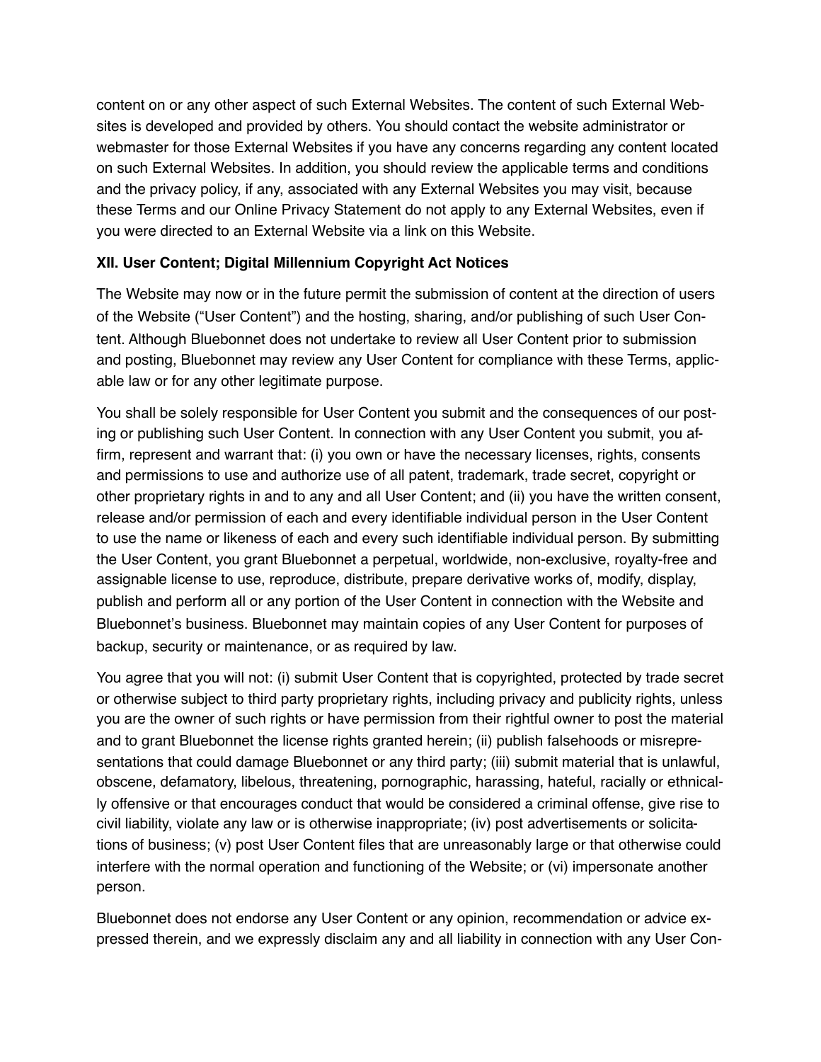content on or any other aspect of such External Websites. The content of such External Websites is developed and provided by others. You should contact the website administrator or webmaster for those External Websites if you have any concerns regarding any content located on such External Websites. In addition, you should review the applicable terms and conditions and the privacy policy, if any, associated with any External Websites you may visit, because these Terms and our Online Privacy Statement do not apply to any External Websites, even if you were directed to an External Website via a link on this Website.

**XII. User Content; Digital Millennium Copyright Act Notices**

The Website may now or in the future permit the submission of content at the direction of users of the Website ("User Content") and the hosting, sharing, and/or publishing of such User Content. Although Bluebonnet does not undertake to review all User Content prior to submission and posting, Bluebonnet may review any User Content for compliance with these Terms, applicable law or for any other legitimate purpose.

You shall be solely responsible for User Content you submit and the consequences of our posting or publishing such User Content. In connection with any User Content you submit, you affirm, represent and warrant that: (i) you own or have the necessary licenses, rights, consents and permissions to use and authorize use of all patent, trademark, trade secret, copyright or other proprietary rights in and to any and all User Content; and (ii) you have the written consent, release and/or permission of each and every identifiable individual person in the User Content to use the name or likeness of each and every such identifiable individual person. By submitting the User Content, you grant Bluebonnet a perpetual, worldwide, non-exclusive, royalty-free and assignable license to use, reproduce, distribute, prepare derivative works of, modify, display, publish and perform all or any portion of the User Content in connection with the Website and Bluebonnet's business. Bluebonnet may maintain copies of any User Content for purposes of backup, security or maintenance, or as required by law.

You agree that you will not: (i) submit User Content that is copyrighted, protected by trade secret or otherwise subject to third party proprietary rights, including privacy and publicity rights, unless you are the owner of such rights or have permission from their rightful owner to post the material and to grant Bluebonnet the license rights granted herein; (ii) publish falsehoods or misrepresentations that could damage Bluebonnet or any third party; (iii) submit material that is unlawful, obscene, defamatory, libelous, threatening, pornographic, harassing, hateful, racially or ethnically offensive or that encourages conduct that would be considered a criminal offense, give rise to civil liability, violate any law or is otherwise inappropriate; (iv) post advertisements or solicitations of business; (v) post User Content files that are unreasonably large or that otherwise could interfere with the normal operation and functioning of the Website; or (vi) impersonate another person.

Bluebonnet does not endorse any User Content or any opinion, recommendation or advice expressed therein, and we expressly disclaim any and all liability in connection with any User Con-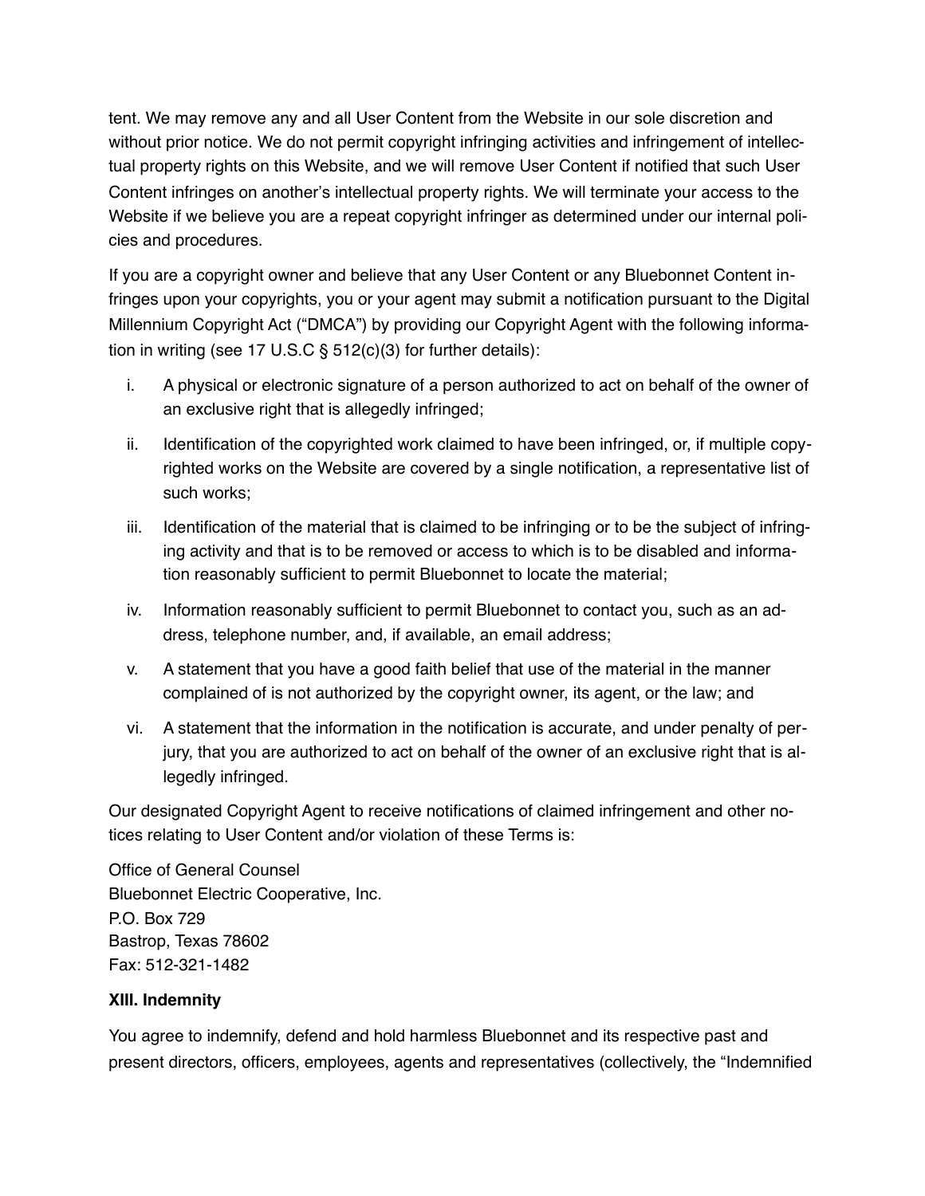tent. We may remove any and all User Content from the Website in our sole discretion and without prior notice. We do not permit copyright infringing activities and infringement of intellectual property rights on this Website, and we will remove User Content if notified that such User Content infringes on another's intellectual property rights. We will terminate your access to the Website if we believe you are a repeat copyright infringer as determined under our internal policies and procedures.

If you are a copyright owner and believe that any User Content or any Bluebonnet Content infringes upon your copyrights, you or your agent may submit a notification pursuant to the Digital Millennium Copyright Act ("DMCA") by providing our Copyright Agent with the following information in writing (see 17 U.S.C § 512(c)(3) for further details):

i. A physical or electronic signature of a person authorized to act on behalf of the owner of an exclusive right that is allegedly infringed;

ii. Identification of the copyrighted work claimed to have been infringed, or, if multiple copyrighted works on the Website are covered by a single notification, a representative list of such works;

iii. Identification of the material that is claimed to be infringing or to be the subject of infringing activity and that is to be removed or access to which is to be disabled and information reasonably sufficient to permit Bluebonnet to locate the material;

iv. Information reasonably sufficient to permit Bluebonnet to contact you, such as an address, telephone number, and, if available, an email address;

v. A statement that you have a good faith belief that use of the material in the manner complained of is not authorized by the copyright owner, its agent, or the law; and

vi. A statement that the information in the notification is accurate, and under penalty of perjury, that you are authorized to act on behalf of the owner of an exclusive right that is allegedly infringed.

Our designated Copyright Agent to receive notifications of claimed infringement and other notices relating to User Content and/or violation of these Terms is:

Office of General Counsel
Bluebonnet Electric Cooperative, Inc.
P.O. Box 729
Bastrop, Texas 78602
Fax: 512-321-1482

**XIII. Indemnity**

You agree to indemnify, defend and hold harmless Bluebonnet and its respective past and present directors, officers, employees, agents and representatives (collectively, the "Indemnified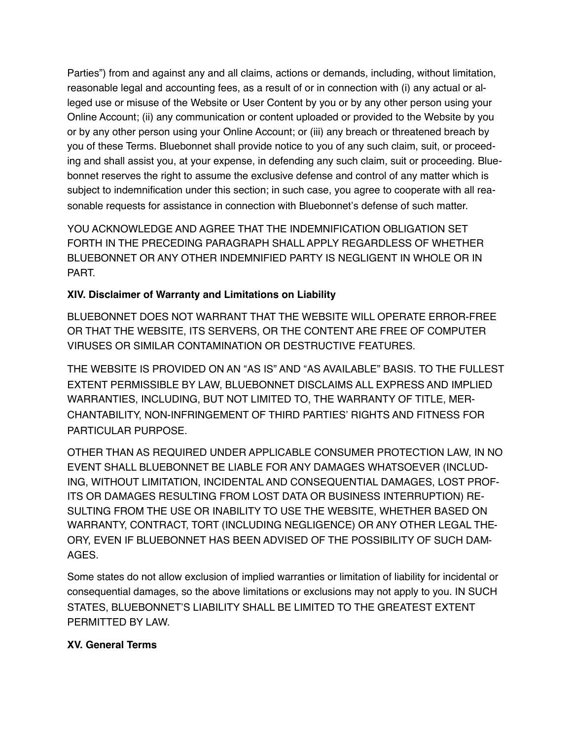Parties") from and against any and all claims, actions or demands, including, without limitation, reasonable legal and accounting fees, as a result of or in connection with (i) any actual or alleged use or misuse of the Website or User Content by you or by any other person using your Online Account; (ii) any communication or content uploaded or provided to the Website by you or by any other person using your Online Account; or (iii) any breach or threatened breach by you of these Terms. Bluebonnet shall provide notice to you of any such claim, suit, or proceeding and shall assist you, at your expense, in defending any such claim, suit or proceeding. Bluebonnet reserves the right to assume the exclusive defense and control of any matter which is subject to indemnification under this section; in such case, you agree to cooperate with all reasonable requests for assistance in connection with Bluebonnet's defense of such matter.

YOU ACKNOWLEDGE AND AGREE THAT THE INDEMNIFICATION OBLIGATION SET FORTH IN THE PRECEDING PARAGRAPH SHALL APPLY REGARDLESS OF WHETHER BLUEBONNET OR ANY OTHER INDEMNIFIED PARTY IS NEGLIGENT IN WHOLE OR IN PART.

**XIV. Disclaimer of Warranty and Limitations on Liability**

BLUEBONNET DOES NOT WARRANT THAT THE WEBSITE WILL OPERATE ERROR-FREE OR THAT THE WEBSITE, ITS SERVERS, OR THE CONTENT ARE FREE OF COMPUTER VIRUSES OR SIMILAR CONTAMINATION OR DESTRUCTIVE FEATURES.

THE WEBSITE IS PROVIDED ON AN "AS IS" AND "AS AVAILABLE" BASIS. TO THE FULLEST EXTENT PERMISSIBLE BY LAW, BLUEBONNET DISCLAIMS ALL EXPRESS AND IMPLIED WARRANTIES, INCLUDING, BUT NOT LIMITED TO, THE WARRANTY OF TITLE, MERCHANTABILITY, NON-INFRINGEMENT OF THIRD PARTIES' RIGHTS AND FITNESS FOR PARTICULAR PURPOSE.

OTHER THAN AS REQUIRED UNDER APPLICABLE CONSUMER PROTECTION LAW, IN NO EVENT SHALL BLUEBONNET BE LIABLE FOR ANY DAMAGES WHATSOEVER (INCLUDING, WITHOUT LIMITATION, INCIDENTAL AND CONSEQUENTIAL DAMAGES, LOST PROFITS OR DAMAGES RESULTING FROM LOST DATA OR BUSINESS INTERRUPTION) RESULTING FROM THE USE OR INABILITY TO USE THE WEBSITE, WHETHER BASED ON WARRANTY, CONTRACT, TORT (INCLUDING NEGLIGENCE) OR ANY OTHER LEGAL THEORY, EVEN IF BLUEBONNET HAS BEEN ADVISED OF THE POSSIBILITY OF SUCH DAMAGES.

Some states do not allow exclusion of implied warranties or limitation of liability for incidental or consequential damages, so the above limitations or exclusions may not apply to you. IN SUCH STATES, BLUEBONNET'S LIABILITY SHALL BE LIMITED TO THE GREATEST EXTENT PERMITTED BY LAW.

**XV. General Terms**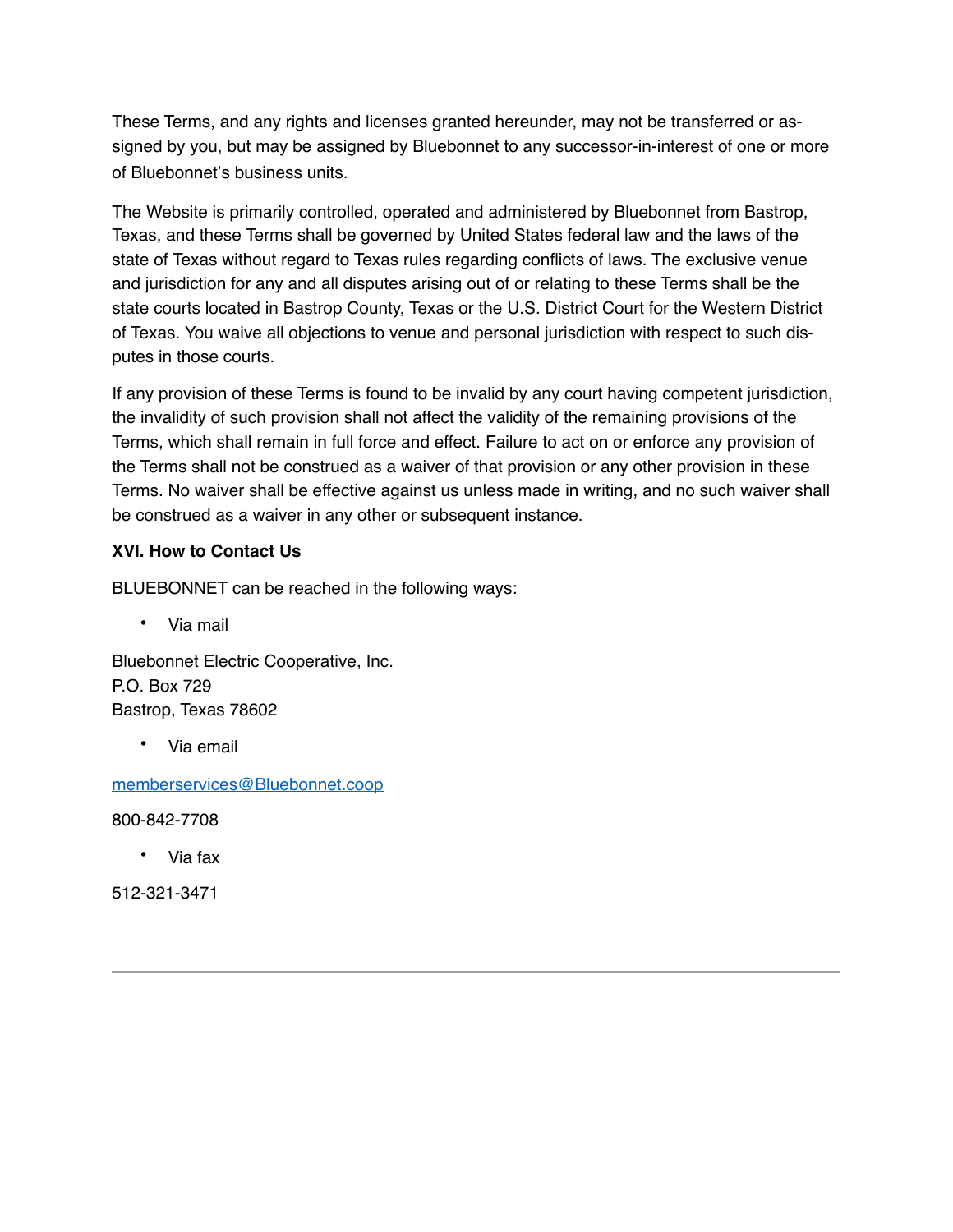These Terms, and any rights and licenses granted hereunder, may not be transferred or assigned by you, but may be assigned by Bluebonnet to any successor-in-interest of one or more of Bluebonnet's business units.

The Website is primarily controlled, operated and administered by Bluebonnet from Bastrop, Texas, and these Terms shall be governed by United States federal law and the laws of the state of Texas without regard to Texas rules regarding conflicts of laws. The exclusive venue and jurisdiction for any and all disputes arising out of or relating to these Terms shall be the state courts located in Bastrop County, Texas or the U.S. District Court for the Western District of Texas. You waive all objections to venue and personal jurisdiction with respect to such disputes in those courts.

If any provision of these Terms is found to be invalid by any court having competent jurisdiction, the invalidity of such provision shall not affect the validity of the remaining provisions of the Terms, which shall remain in full force and effect. Failure to act on or enforce any provision of the Terms shall not be construed as a waiver of that provision or any other provision in these Terms. No waiver shall be effective against us unless made in writing, and no such waiver shall be construed as a waiver in any other or subsequent instance.

**XVI. How to Contact Us**

BLUEBONNET can be reached in the following ways:

- Via mail

Bluebonnet Electric Cooperative, Inc.
P.O. Box 729
Bastrop, Texas 78602

- Via email

memberservices@Bluebonnet.coop

800-842-7708

- Via fax

512-321-3471